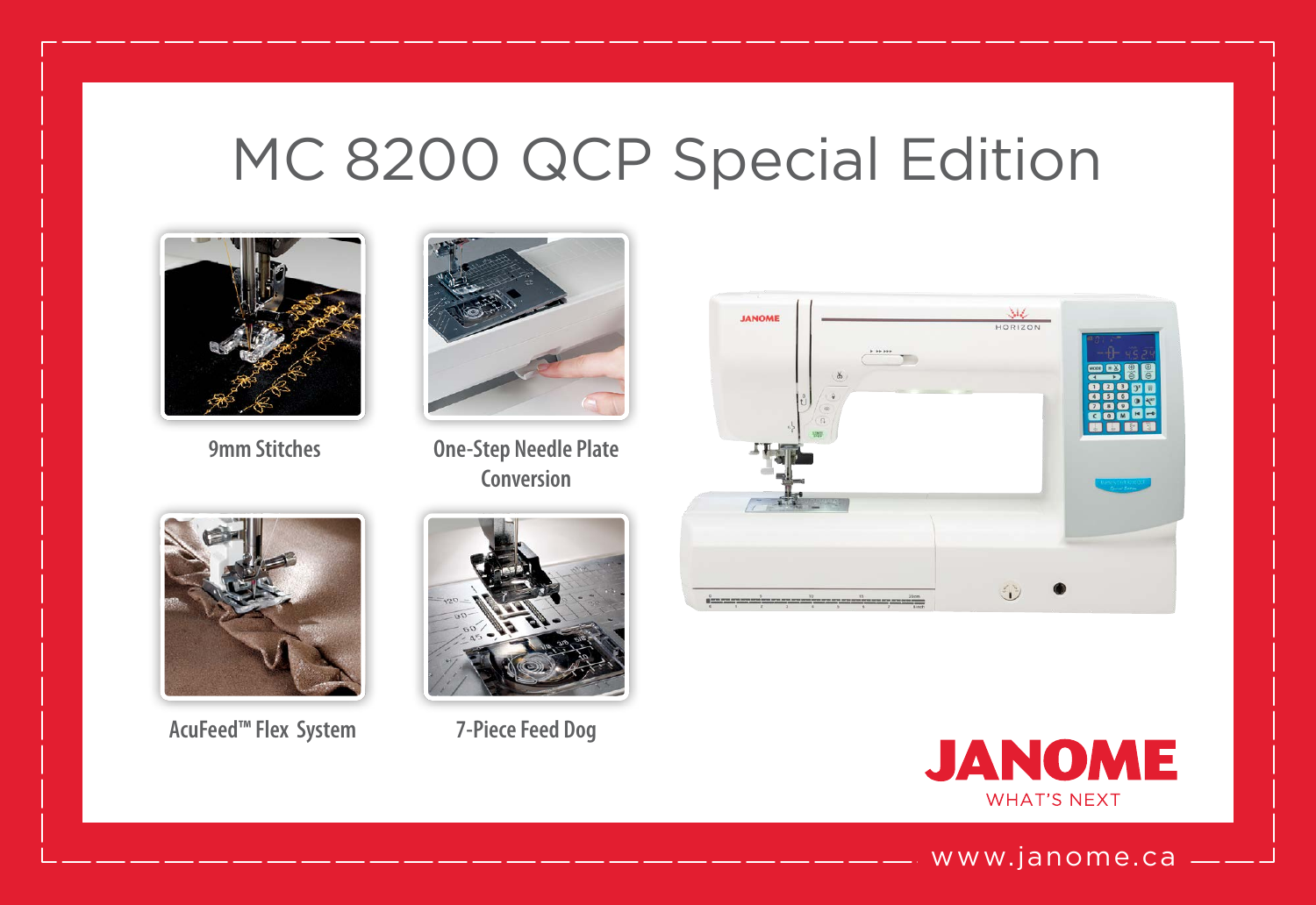# MC 8200 QCP Special Edition

9mm Stitches

One-Step Needle Plate Conversion

AcuFeed™ Flex System

7-Piece Feed Dog

JANOME

WHAT'S NEXT

www.janome.ca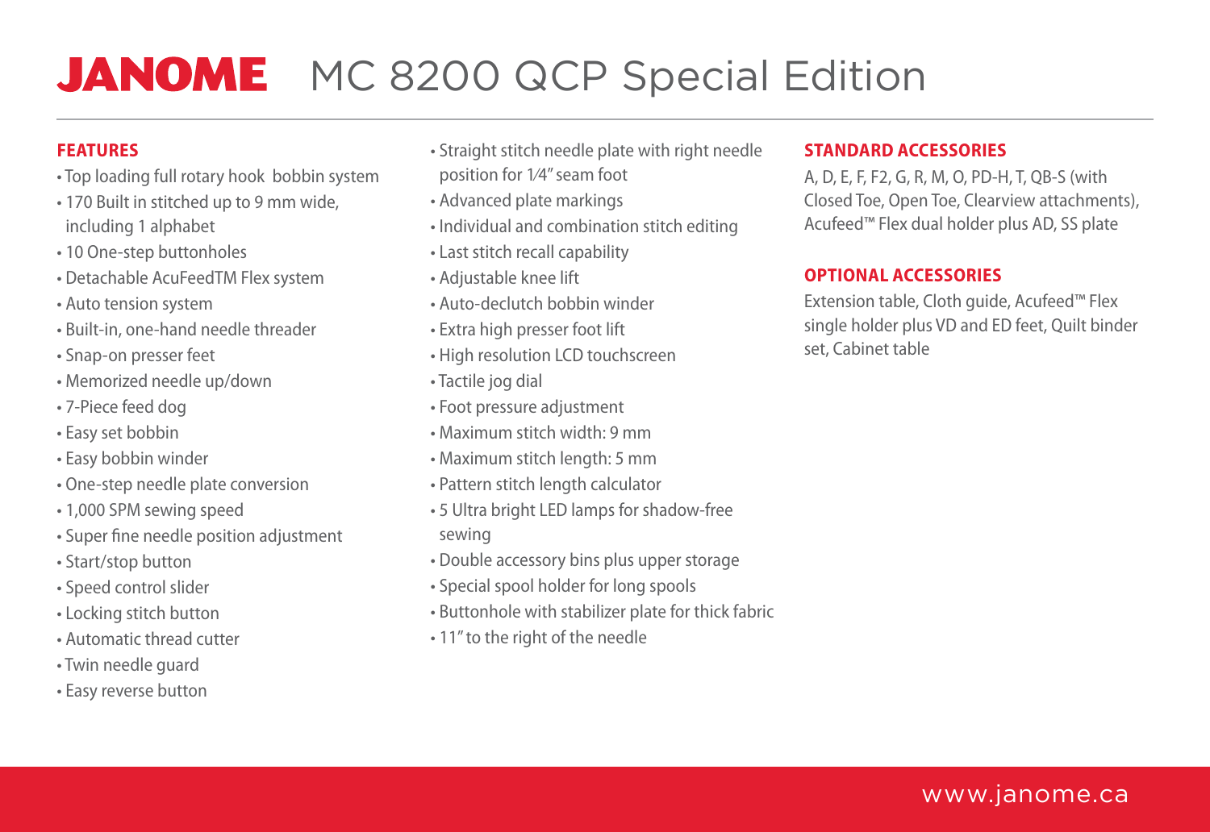# JANOME MC 8200 QCP Special Edition

## FEATURES

- Top loading full rotary hook bobbin system
- 170 Built in stitched up to 9 mm wide, including 1 alphabet
- 10 One-step buttonholes
- Detachable AcuFeedTM Flex system
- Auto tension system
- Built-in, one-hand needle threader
- Snap-on presser feet
- Memorized needle up/down
- 7-Piece feed dog
- Easy set bobbin
- Easy bobbin winder
- One-step needle plate conversion
- 1,000 SPM sewing speed
- Super fine needle position adjustment
- Start/stop button
- Speed control slider
- Locking stitch button
- Automatic thread cutter
- Twin needle guard
- Easy reverse button
- Straight stitch needle plate with right needle position for 1⁄4" seam foot
- Advanced plate markings
- Individual and combination stitch editing
- Last stitch recall capability
- Adjustable knee lift
- Auto-declutch bobbin winder
- Extra high presser foot lift
- High resolution LCD touchscreen
- Tactile jog dial
- Foot pressure adjustment
- Maximum stitch width: 9 mm
- Maximum stitch length: 5 mm
- Pattern stitch length calculator
- 5 Ultra bright LED lamps for shadow-free sewing
- Double accessory bins plus upper storage
- Special spool holder for long spools
- Buttonhole with stabilizer plate for thick fabric
- 11" to the right of the needle

## STANDARD ACCESSORIES

A, D, E, F, F2, G, R, M, O, PD-H, T, QB-S (with Closed Toe, Open Toe, Clearview attachments), Acufeed™ Flex dual holder plus AD, SS plate

## OPTIONAL ACCESSORIES

Extension table, Cloth guide, Acufeed™ Flex single holder plus VD and ED feet, Quilt binder set, Cabinet table

www.janome.ca